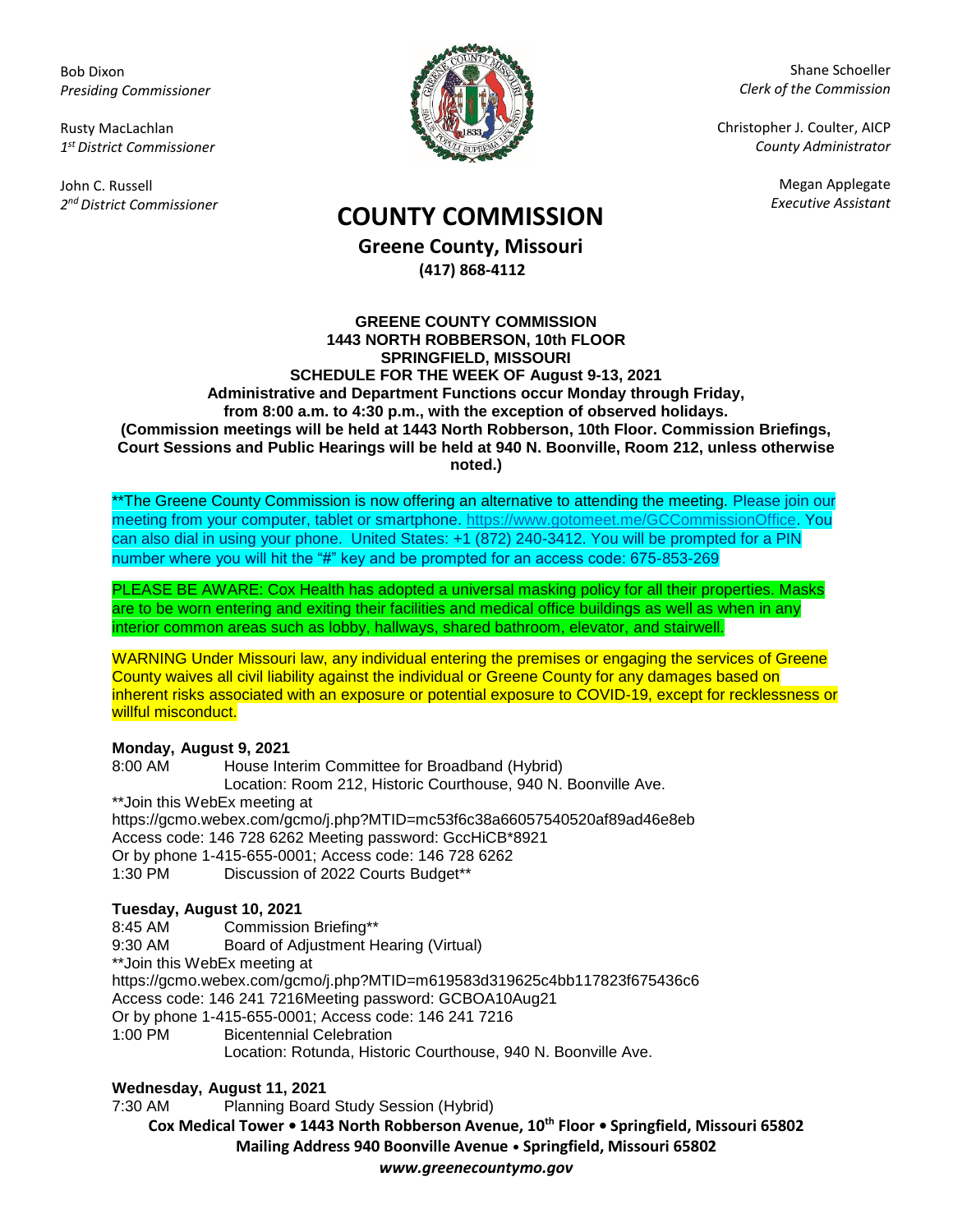Bob Dixon
*Presiding Commissioner*

Rusty MacLachlan
*1st District Commissioner*

John C. Russell
*2nd District Commissioner*

Shane Schoeller
*Clerk of the Commission*

Christopher J. Coulter, AICP
*County Administrator*

Megan Applegate
*Executive Assistant*

# COUNTY COMMISSION

**Greene County, Missouri**
**(417) 868-4112**

**GREENE COUNTY COMMISSION**
**1443 NORTH ROBBERSON, 10th FLOOR**
**SPRINGFIELD, MISSOURI**
**SCHEDULE FOR THE WEEK OF August 9-13, 2021**
**Administrative and Department Functions occur Monday through Friday, from 8:00 a.m. to 4:30 p.m., with the exception of observed holidays.**
**(Commission meetings will be held at 1443 North Robberson, 10th Floor. Commission Briefings, Court Sessions and Public Hearings will be held at 940 N. Boonville, Room 212, unless otherwise noted.)**

**The Greene County Commission is now offering an alternative to attending the meeting. Please join our meeting from your computer, tablet or smartphone. https://www.gotomeet.me/GCCommissionOffice. You can also dial in using your phone. United States: +1 (872) 240-3412. You will be prompted for a PIN number where you will hit the "#" key and be prompted for an access code: 675-853-269

PLEASE BE AWARE: Cox Health has adopted a universal masking policy for all their properties. Masks are to be worn entering and exiting their facilities and medical office buildings as well as when in any interior common areas such as lobby, hallways, shared bathroom, elevator, and stairwell.

WARNING Under Missouri law, any individual entering the premises or engaging the services of Greene County waives all civil liability against the individual or Greene County for any damages based on inherent risks associated with an exposure or potential exposure to COVID-19, except for recklessness or willful misconduct.

**Monday, August 9, 2021**

8:00 AM House Interim Committee for Broadband (Hybrid)
Location: Room 212, Historic Courthouse, 940 N. Boonville Ave.
**Join this WebEx meeting at
https://gcmo.webex.com/gcmo/j.php?MTID=mc53f6c38a66057540520af89ad46e8eb
Access code: 146 728 6262 Meeting password: GccHiCB*8921
Or by phone 1-415-655-0001; Access code: 146 728 6262
1:30 PM Discussion of 2022 Courts Budget**

**Tuesday, August 10, 2021**

8:45 AM Commission Briefing**
9:30 AM Board of Adjustment Hearing (Virtual)
**Join this WebEx meeting at
https://gcmo.webex.com/gcmo/j.php?MTID=m619583d319625c4bb117823f675436c6
Access code: 146 241 7216Meeting password: GCBOA10Aug21
Or by phone 1-415-655-0001; Access code: 146 241 7216
1:00 PM Bicentennial Celebration
Location: Rotunda, Historic Courthouse, 940 N. Boonville Ave.

**Wednesday, August 11, 2021**

7:30 AM Planning Board Study Session (Hybrid)

**Cox Medical Tower • 1443 North Robberson Avenue, 10th Floor • Springfield, Missouri 65802**
**Mailing Address 940 Boonville Avenue • Springfield, Missouri 65802**
***www.greenecountymo.gov***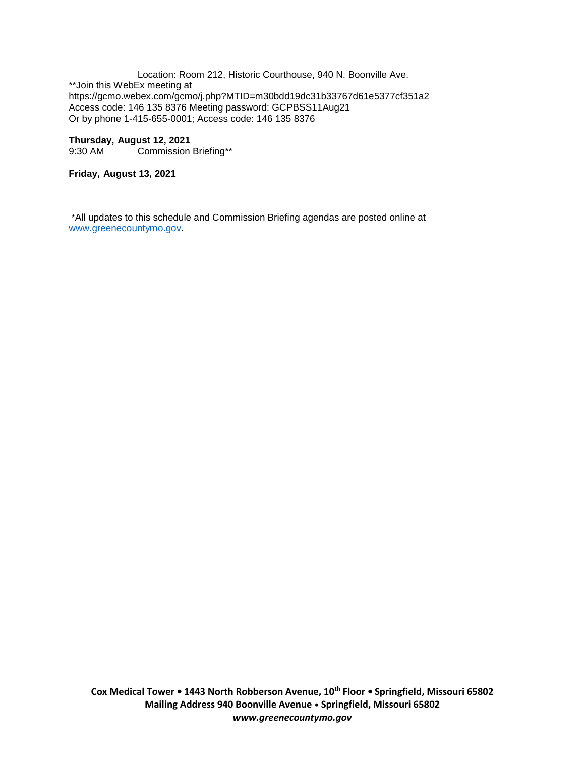Location: Room 212, Historic Courthouse, 940 N. Boonville Ave.
**Join this WebEx meeting at
https://gcmo.webex.com/gcmo/j.php?MTID=m30bdd19dc31b33767d61e5377cf351a2
Access code: 146 135 8376 Meeting password: GCPBSS11Aug21
Or by phone 1-415-655-0001; Access code: 146 135 8376

**Thursday, August 12, 2021**
9:30 AM Commission Briefing**

**Friday, August 13, 2021**

*All updates to this schedule and Commission Briefing agendas are posted online at [www.greenecountymo.gov](http://www.greenecountymo.gov).

**Cox Medical Tower • 1443 North Robberson Avenue, 10th Floor • Springfield, Missouri 65802**
**Mailing Address 940 Boonville Avenue • Springfield, Missouri 65802**
***www.greenecountymo.gov***